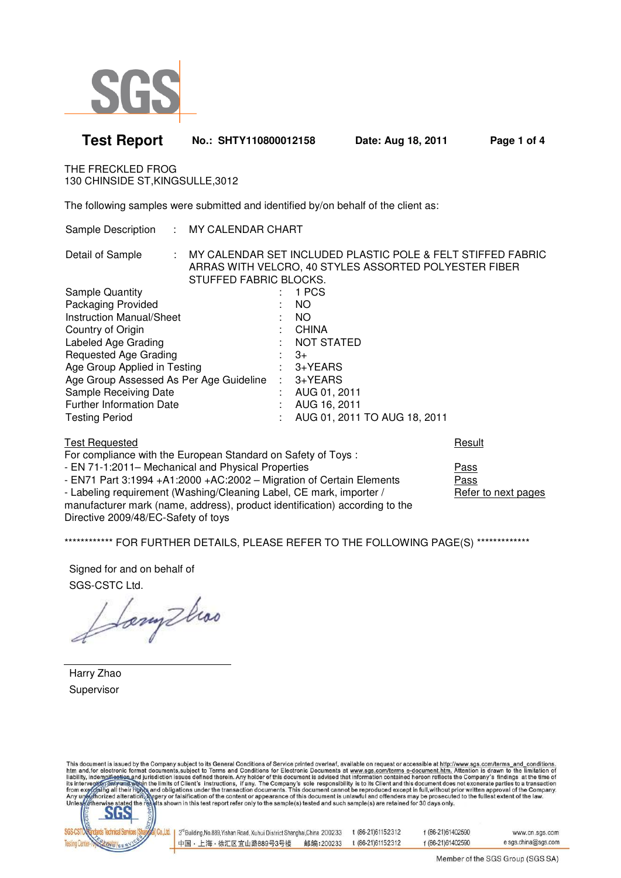# Test Report

**No.: SHTY110800012158** **Date: Aug 18, 2011**

THE FRECKLED FROG
130 CHINSIDE ST,KINGSULLE,3012

The following samples were submitted and identified by/on behalf of the client as:

Sample Description : MY CALENDAR CHART

Detail of Sample : MY CALENDAR SET INCLUDED PLASTIC POLE & FELT STIFFED FABRIC ARRAS WITH VELCRO, 40 STYLES ASSORTED POLYESTER FIBER STUFFED FABRIC BLOCKS.

| | | |
|---|---|---|
| Sample Quantity | : | 1 PCS |
| Packaging Provided | : | NO |
| Instruction Manual/Sheet | : | NO |
| Country of Origin | : | CHINA |
| Labeled Age Grading | : | NOT STATED |
| Requested Age Grading | : | 3+ |
| Age Group Applied in Testing | : | 3+YEARS |
| Age Group Assessed As Per Age Guideline | : | 3+YEARS |
| Sample Receiving Date | : | AUG 01, 2011 |
| Further Information Date | : | AUG 16, 2011 |
| Testing Period | : | AUG 01, 2011 TO AUG 18, 2011 |

| Test Requested | Result |
|---|---|
| For compliance with the European Standard on Safety of Toys : | |
| - EN 71-1:2011– Mechanical and Physical Properties | Pass |
| - EN71 Part 3:1994 +A1:2000 +AC:2002 – Migration of Certain Elements | Pass |
| - Labeling requirement (Washing/Cleaning Label, CE mark, importer / manufacturer mark (name, address), product identification) according to the Directive 2009/48/EC-Safety of toys | Refer to next pages |

************ FOR FURTHER DETAILS, PLEASE REFER TO THE FOLLOWING PAGE(S) *************

Signed for and on behalf of
SGS-CSTC Ltd.

Harry Zhao
Supervisor

This document is issued by the Company subject to its General Conditions of Service printed overleaf, available on request or accessible at http://www.sgs.com/terms_and_conditions.htm and,for electronic format documents,subject to Terms and Conditions for Electronic Documents at www.sgs.com/terms_e-document.htm. Attention is drawn to the limitation of liability, indemnification and jurisdiction issues defined therein. Any holder of this document is advised that information contained hereon reflects the Company's findings at the time of its intervention only and within the limits of Client's instructions, if any. The Company's sole responsibility is to its Client and this document does not exonerate parties to a transaction from exercising all their rights and obligations under the transaction documents. This document cannot be reproduced except in full,without prior written approval of the Company. Any unauthorized alteration, forgery or falsification of the content or appearance of this document is unlawful and offenders may be prosecuted to the fullest extent of the law. Unless otherwise stated the results shown in this test report refer only to the sample(s) tested and such sample(s) are retained for 30 days only.

SGS-CSTC Standards Technical Services (Shanghai) Co.,Ltd. Testing Center-Toy Laboratory | 3rd Building,No.889,Yishan Road, Xuhui District Shanghai,China 200233 t (86-21)61152312 f (86-21)61402590 www.cn.sgs.com
中国・上海・徐汇区宜山路889号3号楼 邮编:200233 t (86-21)61152312 f (86-21)61402590 e sgs.china@sgs.com

Member of the SGS Group (SGS SA)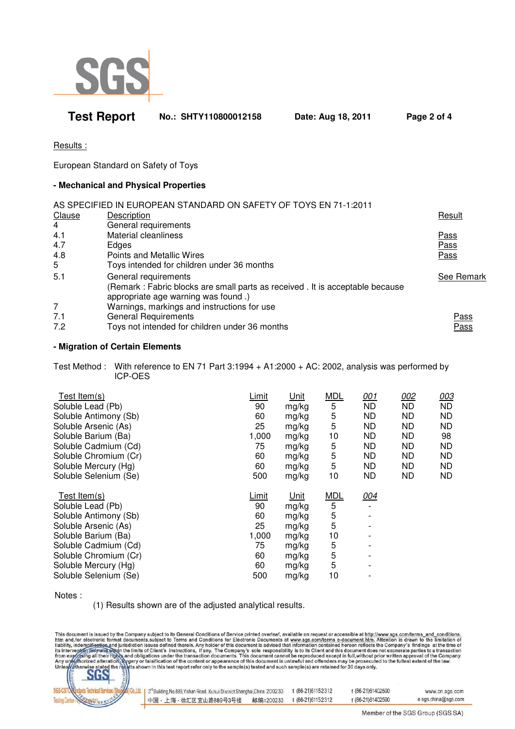Test Report No.: SHTY110800012158 Date: Aug 18, 2011

Results :

European Standard on Safety of Toys

**- Mechanical and Physical Properties**

AS SPECIFIED IN EUROPEAN STANDARD ON SAFETY OF TOYS EN 71-1:2011

| Clause | Description | Result |
|---|---|---|
| 4 | General requirements | |
| 4.1 | Material cleanliness | Pass |
| 4.7 | Edges | Pass |
| 4.8 | Points and Metallic Wires | Pass |
| 5 | Toys intended for children under 36 months | |
| 5.1 | General requirements<br>(Remark : Fabric blocks are small parts as received . It is acceptable because appropriate age warning was found .) | See Remark |
| 7 | Warnings, markings and instructions for use | |
| 7.1 | General Requirements | Pass |
| 7.2 | Toys not intended for children under 36 months | Pass |

**- Migration of Certain Elements**

Test Method : With reference to EN 71 Part 3:1994 + A1:2000 + AC: 2002, analysis was performed by ICP-OES

| Test Item(s) | Limit | Unit | MDL | 001 | 002 | 003 |
|---|---|---|---|---|---|---|
| Soluble Lead (Pb) | 90 | mg/kg | 5 | ND | ND | ND |
| Soluble Antimony (Sb) | 60 | mg/kg | 5 | ND | ND | ND |
| Soluble Arsenic (As) | 25 | mg/kg | 5 | ND | ND | ND |
| Soluble Barium (Ba) | 1,000 | mg/kg | 10 | ND | ND | 98 |
| Soluble Cadmium (Cd) | 75 | mg/kg | 5 | ND | ND | ND |
| Soluble Chromium (Cr) | 60 | mg/kg | 5 | ND | ND | ND |
| Soluble Mercury (Hg) | 60 | mg/kg | 5 | ND | ND | ND |
| Soluble Selenium (Se) | 500 | mg/kg | 10 | ND | ND | ND |

| Test Item(s) | Limit | Unit | MDL | 004 |
|---|---|---|---|---|
| Soluble Lead (Pb) | 90 | mg/kg | 5 | - |
| Soluble Antimony (Sb) | 60 | mg/kg | 5 | - |
| Soluble Arsenic (As) | 25 | mg/kg | 5 | - |
| Soluble Barium (Ba) | 1,000 | mg/kg | 10 | - |
| Soluble Cadmium (Cd) | 75 | mg/kg | 5 | - |
| Soluble Chromium (Cr) | 60 | mg/kg | 5 | - |
| Soluble Mercury (Hg) | 60 | mg/kg | 5 | - |
| Soluble Selenium (Se) | 500 | mg/kg | 10 | - |

Notes :

(1) Results shown are of the adjusted analytical results.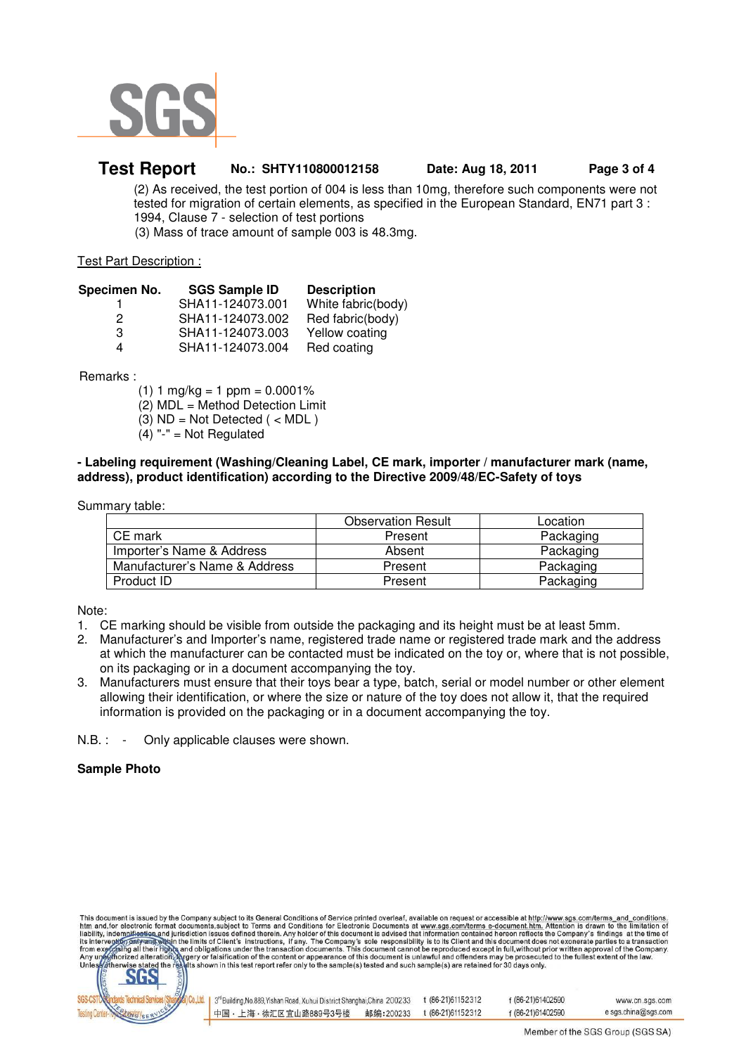(2) As received, the test portion of 004 is less than 10mg, therefore such components were not tested for migration of certain elements, as specified in the European Standard, EN71 part 3 : 1994, Clause 7 - selection of test portions

(3) Mass of trace amount of sample 003 is 48.3mg.

Test Part Description :

| Specimen No. | SGS Sample ID | Description |
|---|---|---|
| 1 | SHA11-124073.001 | White fabric(body) |
| 2 | SHA11-124073.002 | Red fabric(body) |
| 3 | SHA11-124073.003 | Yellow coating |
| 4 | SHA11-124073.004 | Red coating |

Remarks :

(1) 1 mg/kg = 1 ppm = 0.0001%
(2) MDL = Method Detection Limit
(3) ND = Not Detected ( < MDL )
(4) "-" = Not Regulated

**- Labeling requirement (Washing/Cleaning Label, CE mark, importer / manufacturer mark (name, address), product identification) according to the Directive 2009/48/EC-Safety of toys**

Summary table:

| | Observation Result | Location |
|---|---|---|
| CE mark | Present | Packaging |
| Importer's Name & Address | Absent | Packaging |
| Manufacturer's Name & Address | Present | Packaging |
| Product ID | Present | Packaging |

Note:

1. CE marking should be visible from outside the packaging and its height must be at least 5mm.
2. Manufacturer's and Importer's name, registered trade name or registered trade mark and the address at which the manufacturer can be contacted must be indicated on the toy or, where that is not possible, on its packaging or in a document accompanying the toy.
3. Manufacturers must ensure that their toys bear a type, batch, serial or model number or other element allowing their identification, or where the size or nature of the toy does not allow it, that the required information is provided on the packaging or in a document accompanying the toy.

N.B. : - Only applicable clauses were shown.

**Sample Photo**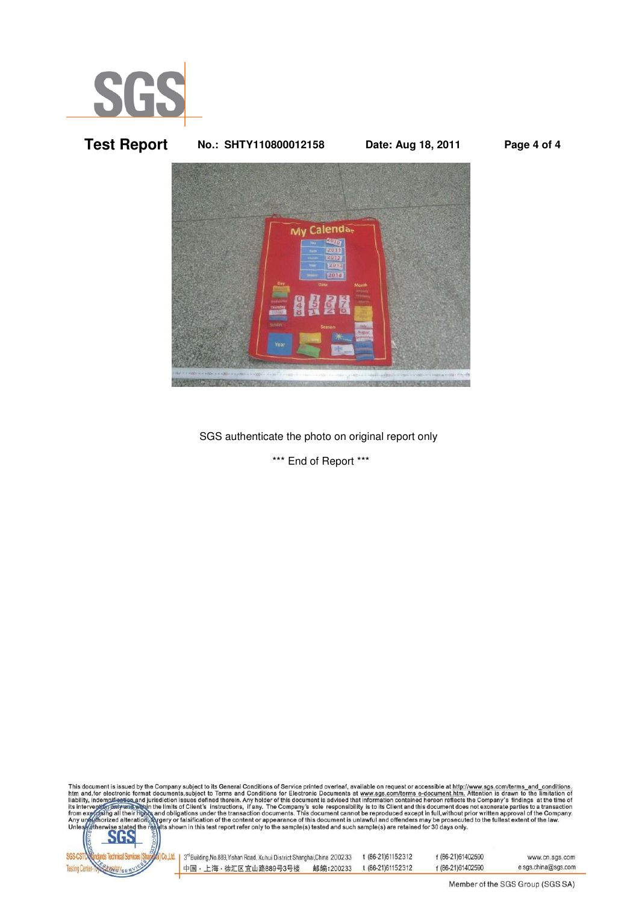SGS authenticate the photo on original report only

\*\*\* End of Report \*\*\*

This document is issued by the Company subject to its General Conditions of Service printed overleaf, available on request or accessible at http://www.sgs.com/terms_and_conditions.htm and,for electronic format documents,subject to Terms and Conditions for Electronic Documents at www.sgs.com/terms_e-document.htm. Attention is drawn to the limitation of liability, indemnification and jurisdiction issues defined therein. Any holder of this document is advised that information contained hereon reflects the Company's findings at the time of its intervention only and within the limits of Client's instructions, if any. The Company's sole responsibility is to its Client and this document does not exonerate parties to a transaction from exercising all their rights and obligations under the transaction documents. This document cannot be reproduced except in full,without prior written approval of the Company. Any unauthorized alteration, forgery or falsification of the content or appearance of this document is unlawful and offenders may be prosecuted to the fullest extent of the law. Unless otherwise stated the results shown in this test report refer only to the sample(s) tested and such sample(s) are retained for 30 days only.